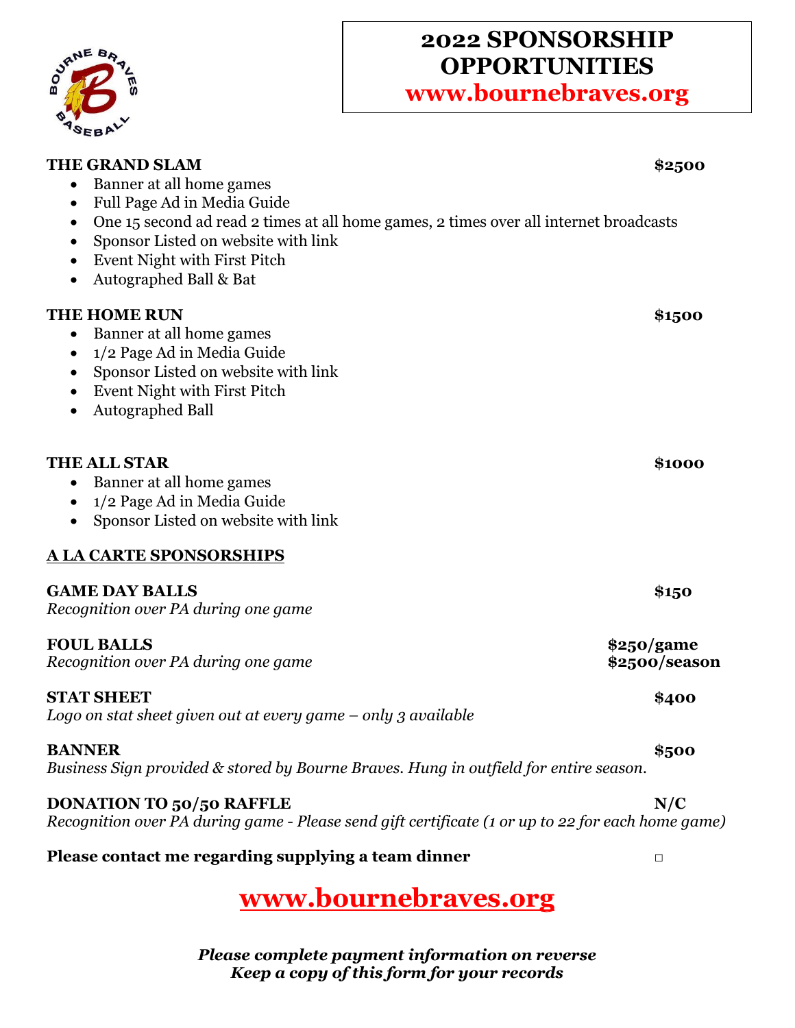# 2022 SPONSORSHIP OPPORTUNITIES

**www.bournebraves.org**

**THE GRAND SLAM** **$2500**

- Banner at all home games
- Full Page Ad in Media Guide
- One 15 second ad read 2 times at all home games, 2 times over all internet broadcasts
- Sponsor Listed on website with link
- Event Night with First Pitch
- Autographed Ball & Bat

**THE HOME RUN** **$1500**

- Banner at all home games
- 1/2 Page Ad in Media Guide
- Sponsor Listed on website with link
- Event Night with First Pitch
- Autographed Ball

**THE ALL STAR** **$1000**

- Banner at all home games
- 1/2 Page Ad in Media Guide
- Sponsor Listed on website with link

## A LA CARTE SPONSORSHIPS

**GAME DAY BALLS** **$150**
*Recognition over PA during one game*

**FOUL BALLS** **$250/game**
*Recognition over PA during one game* **$2500/season**

**STAT SHEET** **$400**
*Logo on stat sheet given out at every game – only 3 available*

**BANNER** **$500**
*Business Sign provided & stored by Bourne Braves. Hung in outfield for entire season.*

**DONATION TO 50/50 RAFFLE** **N/C**
*Recognition over PA during game - Please send gift certificate (1 or up to 22 for each home game)*

**Please contact me regarding supplying a team dinner** ☐

**www.bournebraves.org**

***Please complete payment information on reverse***
***Keep a copy of this form for your records***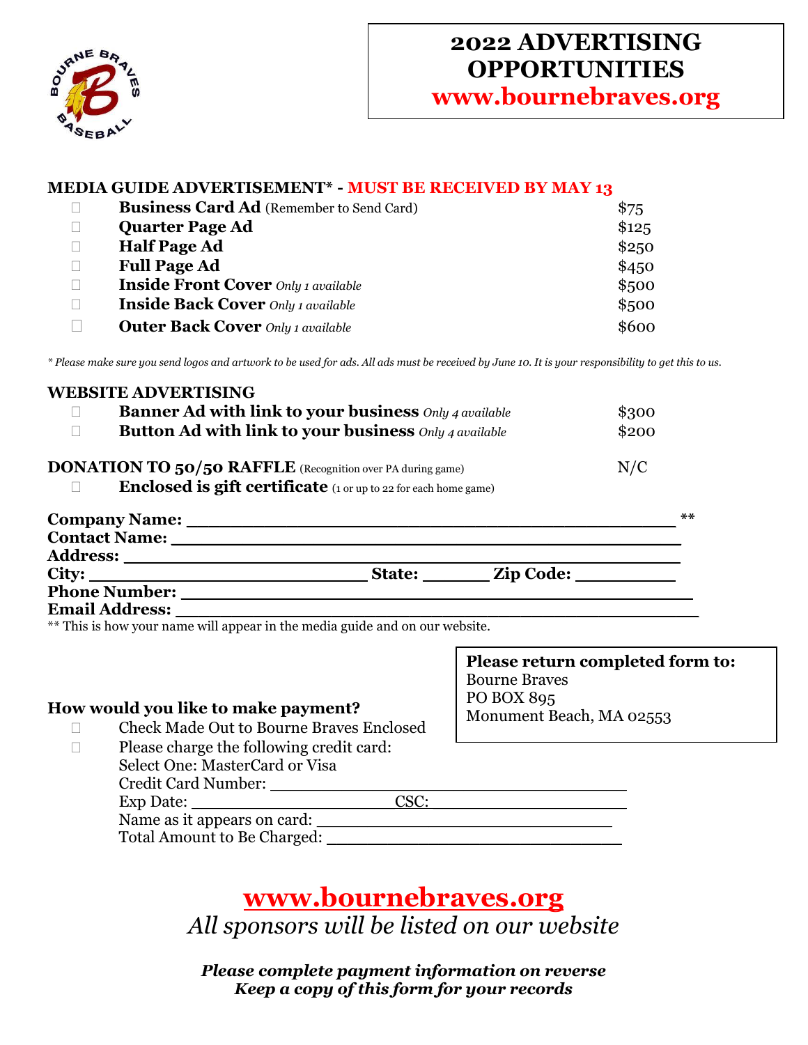# 2022 ADVERTISING OPPORTUNITIES
## www.bournebraves.org

**MEDIA GUIDE ADVERTISEMENT\* - MUST BE RECEIVED BY MAY 13**

| | | |
|---|---|---|
| ☐ | **Business Card Ad** (Remember to Send Card) | $75 |
| ☐ | **Quarter Page Ad** | $125 |
| ☐ | **Half Page Ad** | $250 |
| ☐ | **Full Page Ad** | $450 |
| ☐ | **Inside Front Cover** *Only 1 available* | $500 |
| ☐ | **Inside Back Cover** *Only 1 available* | $500 |
| ☐ | **Outer Back Cover** *Only 1 available* | $600 |

*\* Please make sure you send logos and artwork to be used for ads. All ads must be received by June 10. It is your responsibility to get this to us.*

**WEBSITE ADVERTISING**

| | | |
|---|---|---|
| ☐ | **Banner Ad with link to your business** *Only 4 available* | $300 |
| ☐ | **Button Ad with link to your business** *Only 4 available* | $200 |

**DONATION TO 50/50 RAFFLE** (Recognition over PA during game) N/C

☐ **Enclosed is gift certificate** (1 or up to 22 for each home game)

**Company Name:** ______________________________ **

**Contact Name:** ______________________________

**Address:** ______________________________

**City:** ____________ **State:** ______ **Zip Code:** ________

**Phone Number:** ______________________________

**Email Address:** ______________________________

** This is how your name will appear in the media guide and on our website.

**Please return completed form to:**
Bourne Braves
PO BOX 895
Monument Beach, MA 02553

**How would you like to make payment?**

☐ Check Made Out to Bourne Braves Enclosed

☐ Please charge the following credit card:
Select One: MasterCard or Visa
Credit Card Number: ______________________________
Exp Date: ____________ CSC: ____________
Name as it appears on card: ______________________________
Total Amount to Be Charged: ______________________________

## www.bournebraves.org

*All sponsors will be listed on our website*

***Please complete payment information on reverse***
***Keep a copy of this form for your records***